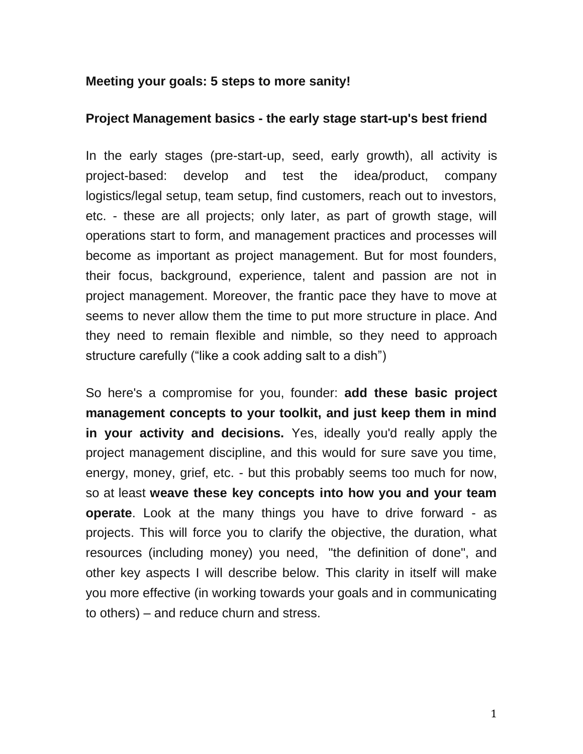**Meeting your goals: 5 steps to more sanity!**

**Project Management basics - the early stage start-up's best friend**

In the early stages (pre-start-up, seed, early growth), all activity is project-based: develop and test the idea/product, company logistics/legal setup, team setup, find customers, reach out to investors, etc. - these are all projects; only later, as part of growth stage, will operations start to form, and management practices and processes will become as important as project management. But for most founders, their focus, background, experience, talent and passion are not in project management. Moreover, the frantic pace they have to move at seems to never allow them the time to put more structure in place. And they need to remain flexible and nimble, so they need to approach structure carefully ("like a cook adding salt to a dish")

So here's a compromise for you, founder: **add these basic project management concepts to your toolkit, and just keep them in mind in your activity and decisions.** Yes, ideally you'd really apply the project management discipline, and this would for sure save you time, energy, money, grief, etc. - but this probably seems too much for now, so at least **weave these key concepts into how you and your team operate**. Look at the many things you have to drive forward - as projects. This will force you to clarify the objective, the duration, what resources (including money) you need, "the definition of done", and other key aspects I will describe below. This clarity in itself will make you more effective (in working towards your goals and in communicating to others) – and reduce churn and stress.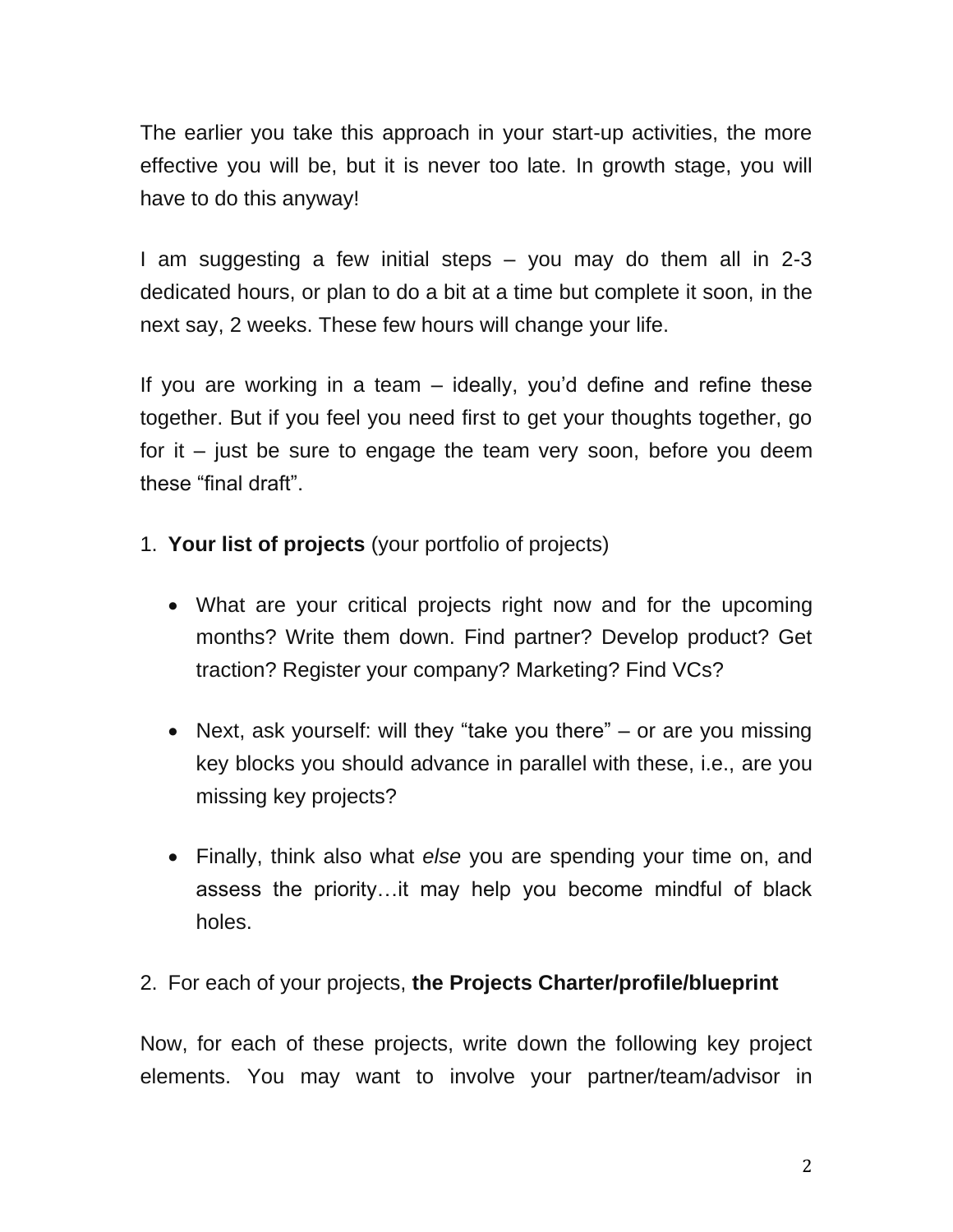The earlier you take this approach in your start-up activities, the more effective you will be, but it is never too late. In growth stage, you will have to do this anyway!

I am suggesting a few initial steps – you may do them all in 2-3 dedicated hours, or plan to do a bit at a time but complete it soon, in the next say, 2 weeks. These few hours will change your life.

If you are working in a team – ideally, you'd define and refine these together. But if you feel you need first to get your thoughts together, go for it – just be sure to engage the team very soon, before you deem these "final draft".

1. **Your list of projects** (your portfolio of projects)

   - What are your critical projects right now and for the upcoming months? Write them down. Find partner? Develop product? Get traction? Register your company? Marketing? Find VCs?

   - Next, ask yourself: will they "take you there" – or are you missing key blocks you should advance in parallel with these, i.e., are you missing key projects?

   - Finally, think also what *else* you are spending your time on, and assess the priority…it may help you become mindful of black holes.

2. For each of your projects, **the Projects Charter/profile/blueprint**

Now, for each of these projects, write down the following key project elements. You may want to involve your partner/team/advisor in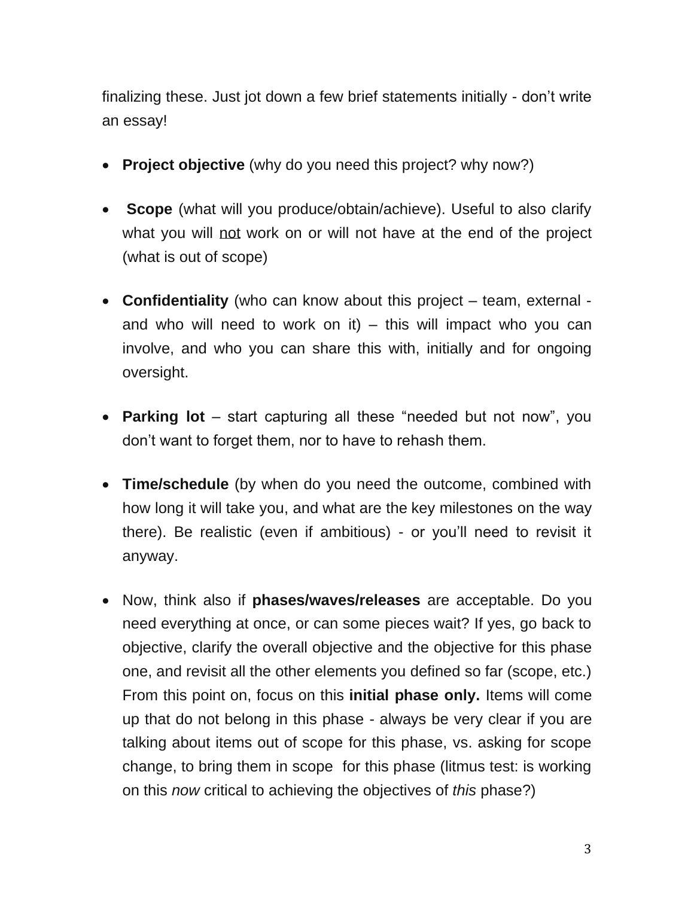finalizing these. Just jot down a few brief statements initially - don't write an essay!

- **Project objective** (why do you need this project? why now?)
- **Scope** (what will you produce/obtain/achieve). Useful to also clarify what you will <u>not</u> work on or will not have at the end of the project (what is out of scope)
- **Confidentiality** (who can know about this project – team, external - and who will need to work on it) – this will impact who you can involve, and who you can share this with, initially and for ongoing oversight.
- **Parking lot** – start capturing all these "needed but not now", you don't want to forget them, nor to have to rehash them.
- **Time/schedule** (by when do you need the outcome, combined with how long it will take you, and what are the key milestones on the way there). Be realistic (even if ambitious) - or you'll need to revisit it anyway.
- Now, think also if **phases/waves/releases** are acceptable. Do you need everything at once, or can some pieces wait? If yes, go back to objective, clarify the overall objective and the objective for this phase one, and revisit all the other elements you defined so far (scope, etc.) From this point on, focus on this **initial phase only.** Items will come up that do not belong in this phase - always be very clear if you are talking about items out of scope for this phase, vs. asking for scope change, to bring them in scope for this phase (litmus test: is working on this *now* critical to achieving the objectives of *this* phase?)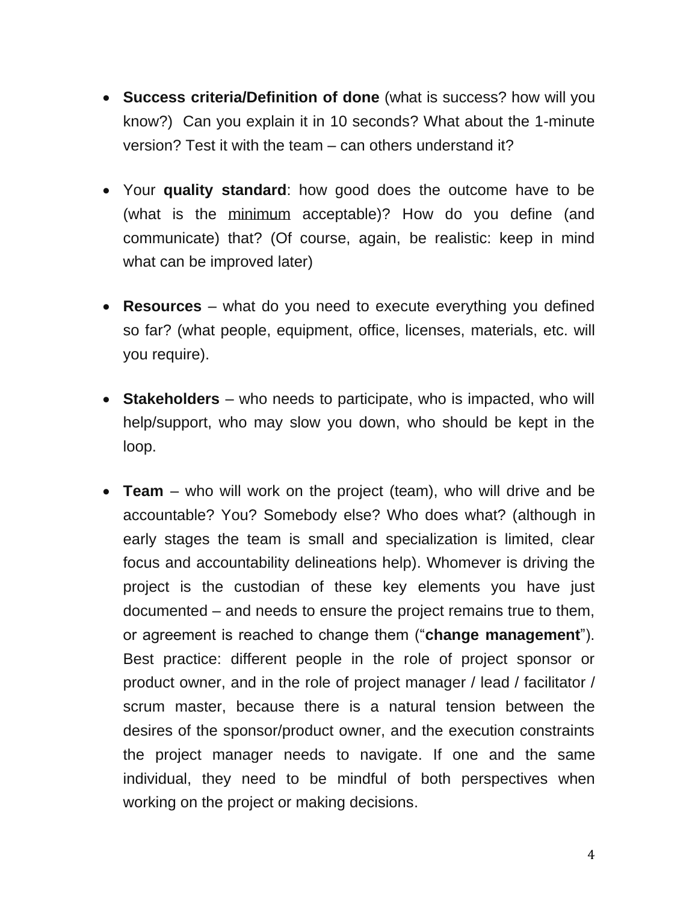- **Success criteria/Definition of done** (what is success? how will you know?) Can you explain it in 10 seconds? What about the 1-minute version? Test it with the team – can others understand it?

- Your **quality standard**: how good does the outcome have to be (what is the minimum acceptable)? How do you define (and communicate) that? (Of course, again, be realistic: keep in mind what can be improved later)

- **Resources** – what do you need to execute everything you defined so far? (what people, equipment, office, licenses, materials, etc. will you require).

- **Stakeholders** – who needs to participate, who is impacted, who will help/support, who may slow you down, who should be kept in the loop.

- **Team** – who will work on the project (team), who will drive and be accountable? You? Somebody else? Who does what? (although in early stages the team is small and specialization is limited, clear focus and accountability delineations help). Whomever is driving the project is the custodian of these key elements you have just documented – and needs to ensure the project remains true to them, or agreement is reached to change them ("**change management**"). Best practice: different people in the role of project sponsor or product owner, and in the role of project manager / lead / facilitator / scrum master, because there is a natural tension between the desires of the sponsor/product owner, and the execution constraints the project manager needs to navigate. If one and the same individual, they need to be mindful of both perspectives when working on the project or making decisions.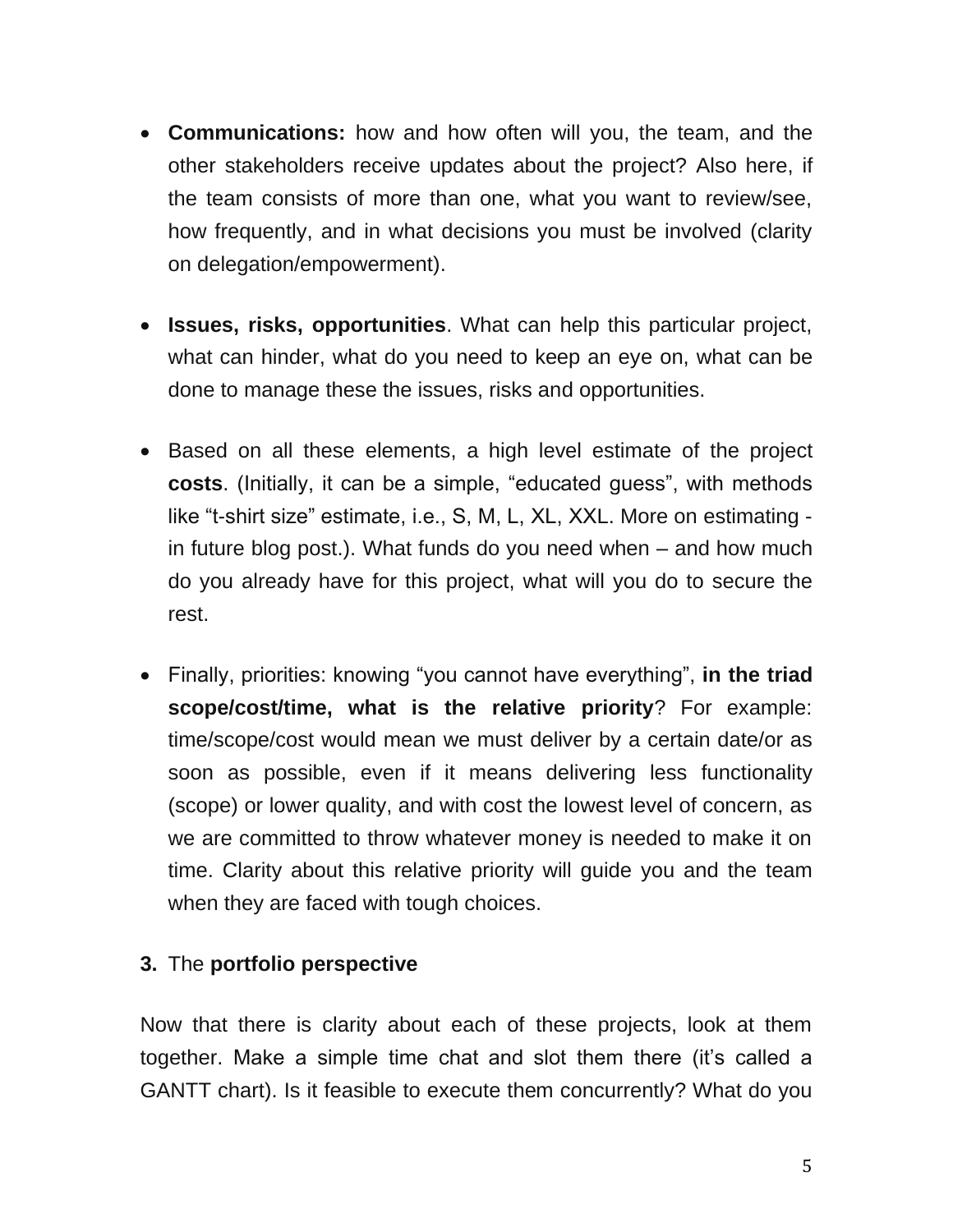- **Communications:** how and how often will you, the team, and the other stakeholders receive updates about the project? Also here, if the team consists of more than one, what you want to review/see, how frequently, and in what decisions you must be involved (clarity on delegation/empowerment).

- **Issues, risks, opportunities**. What can help this particular project, what can hinder, what do you need to keep an eye on, what can be done to manage these the issues, risks and opportunities.

- Based on all these elements, a high level estimate of the project **costs**. (Initially, it can be a simple, "educated guess", with methods like "t-shirt size" estimate, i.e., S, M, L, XL, XXL. More on estimating - in future blog post.). What funds do you need when – and how much do you already have for this project, what will you do to secure the rest.

- Finally, priorities: knowing "you cannot have everything", **in the triad scope/cost/time, what is the relative priority**? For example: time/scope/cost would mean we must deliver by a certain date/or as soon as possible, even if it means delivering less functionality (scope) or lower quality, and with cost the lowest level of concern, as we are committed to throw whatever money is needed to make it on time. Clarity about this relative priority will guide you and the team when they are faced with tough choices.

**3.** The **portfolio perspective**

Now that there is clarity about each of these projects, look at them together. Make a simple time chat and slot them there (it's called a GANTT chart). Is it feasible to execute them concurrently? What do you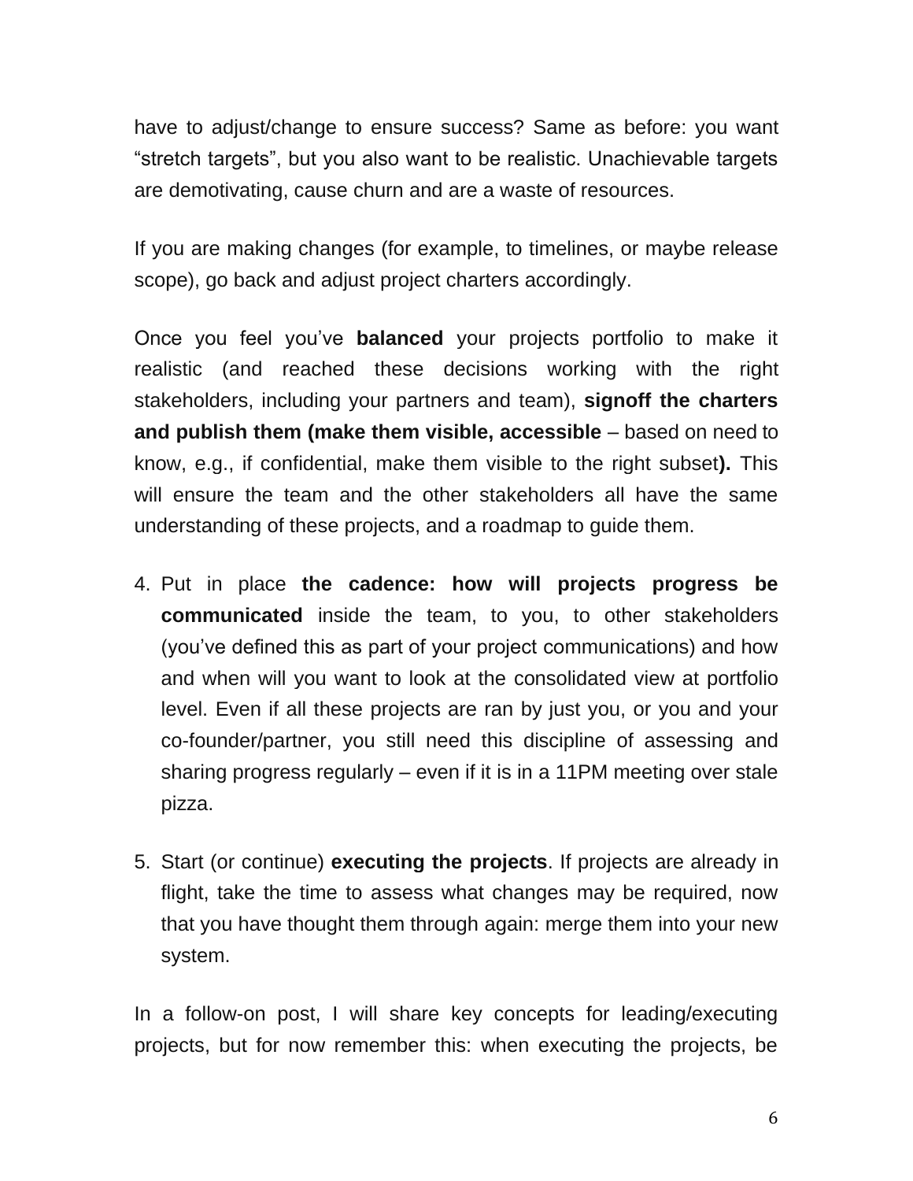have to adjust/change to ensure success? Same as before: you want "stretch targets", but you also want to be realistic. Unachievable targets are demotivating, cause churn and are a waste of resources.

If you are making changes (for example, to timelines, or maybe release scope), go back and adjust project charters accordingly.

Once you feel you've **balanced** your projects portfolio to make it realistic (and reached these decisions working with the right stakeholders, including your partners and team), **signoff the charters and publish them (make them visible, accessible** – based on need to know, e.g., if confidential, make them visible to the right subset**).** This will ensure the team and the other stakeholders all have the same understanding of these projects, and a roadmap to guide them.

4. Put in place **the cadence: how will projects progress be communicated** inside the team, to you, to other stakeholders (you've defined this as part of your project communications) and how and when will you want to look at the consolidated view at portfolio level. Even if all these projects are ran by just you, or you and your co-founder/partner, you still need this discipline of assessing and sharing progress regularly – even if it is in a 11PM meeting over stale pizza.

5. Start (or continue) **executing the projects**. If projects are already in flight, take the time to assess what changes may be required, now that you have thought them through again: merge them into your new system.

In a follow-on post, I will share key concepts for leading/executing projects, but for now remember this: when executing the projects, be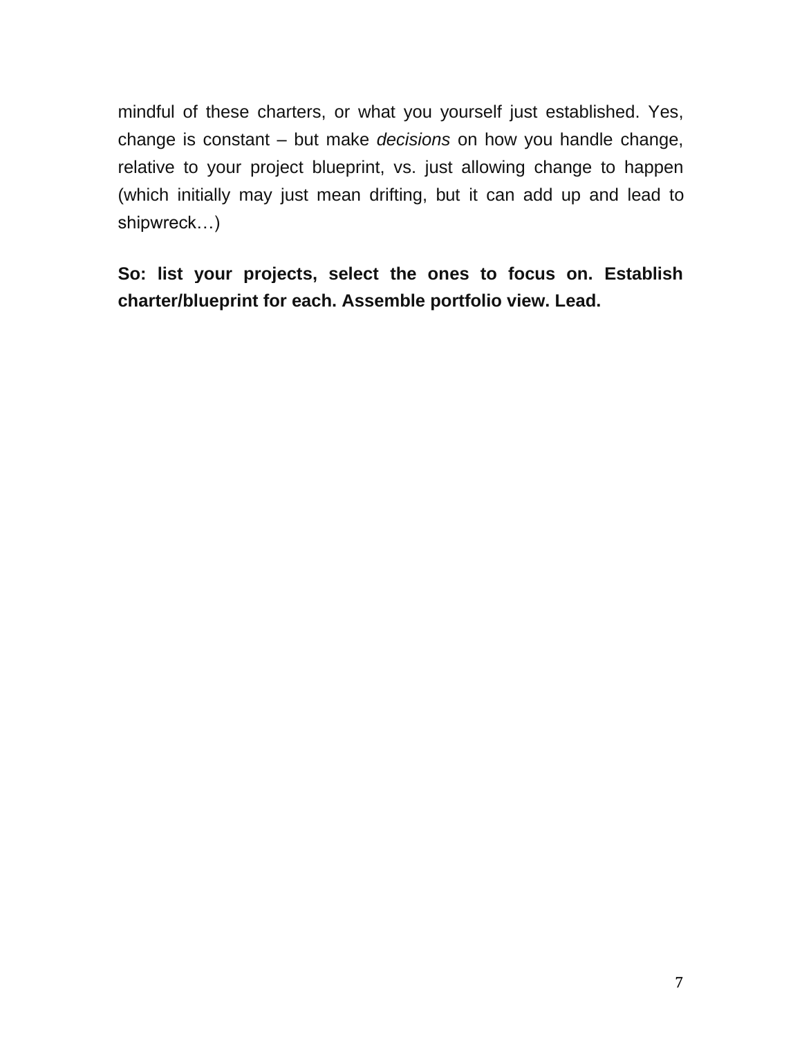mindful of these charters, or what you yourself just established. Yes, change is constant – but make *decisions* on how you handle change, relative to your project blueprint, vs. just allowing change to happen (which initially may just mean drifting, but it can add up and lead to shipwreck…)

**So: list your projects, select the ones to focus on. Establish charter/blueprint for each. Assemble portfolio view. Lead.**